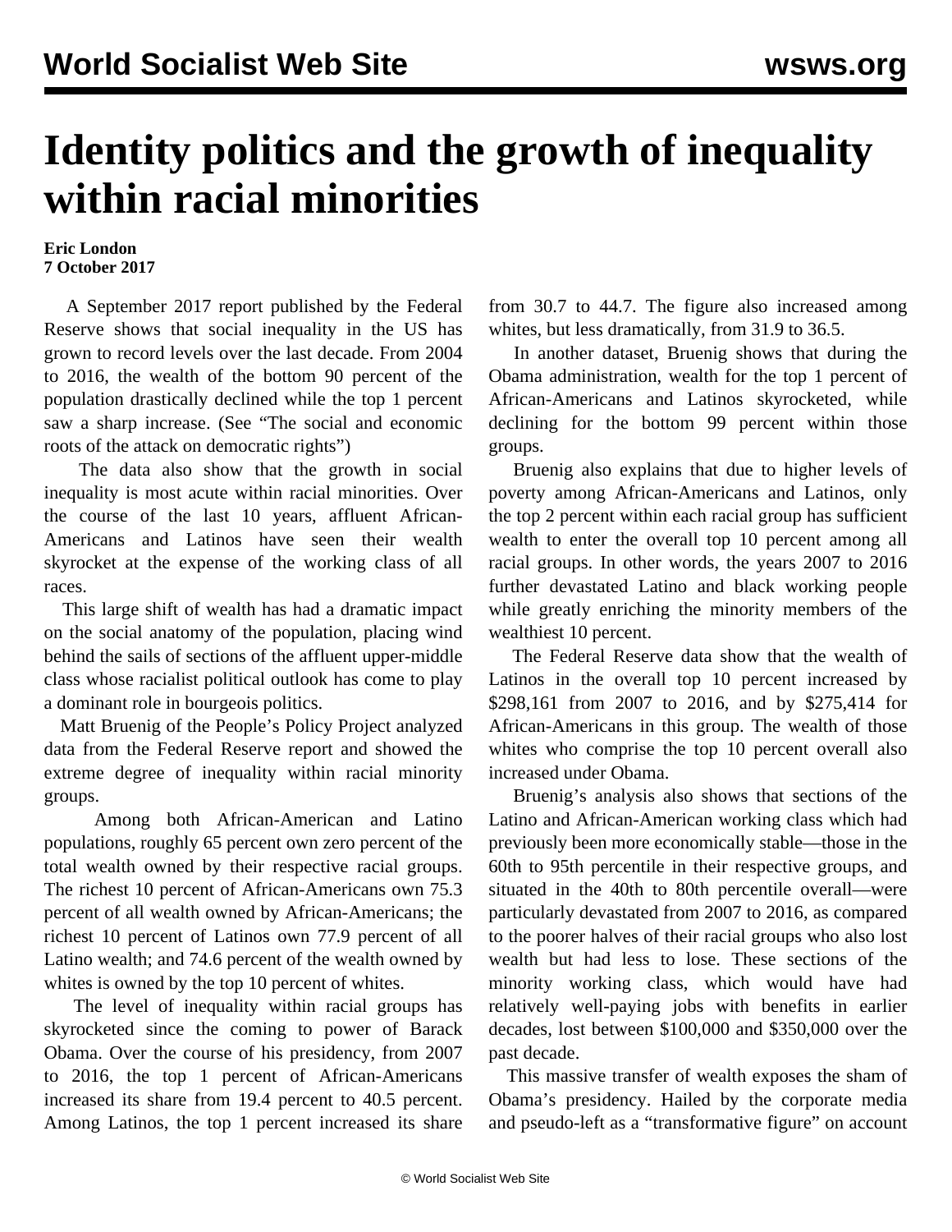# Identity politics and the growth of inequality within racial minorities

**Eric London**
**7 October 2017**

A September 2017 report published by the Federal Reserve shows that social inequality in the US has grown to record levels over the last decade. From 2004 to 2016, the wealth of the bottom 90 percent of the population drastically declined while the top 1 percent saw a sharp increase. (See "The social and economic roots of the attack on democratic rights")

The data also show that the growth in social inequality is most acute within racial minorities. Over the course of the last 10 years, affluent African-Americans and Latinos have seen their wealth skyrocket at the expense of the working class of all races.

This large shift of wealth has had a dramatic impact on the social anatomy of the population, placing wind behind the sails of sections of the affluent upper-middle class whose racialist political outlook has come to play a dominant role in bourgeois politics.

Matt Bruenig of the People's Policy Project analyzed data from the Federal Reserve report and showed the extreme degree of inequality within racial minority groups.

Among both African-American and Latino populations, roughly 65 percent own zero percent of the total wealth owned by their respective racial groups. The richest 10 percent of African-Americans own 75.3 percent of all wealth owned by African-Americans; the richest 10 percent of Latinos own 77.9 percent of all Latino wealth; and 74.6 percent of the wealth owned by whites is owned by the top 10 percent of whites.

The level of inequality within racial groups has skyrocketed since the coming to power of Barack Obama. Over the course of his presidency, from 2007 to 2016, the top 1 percent of African-Americans increased its share from 19.4 percent to 40.5 percent. Among Latinos, the top 1 percent increased its share from 30.7 to 44.7. The figure also increased among whites, but less dramatically, from 31.9 to 36.5.

In another dataset, Bruenig shows that during the Obama administration, wealth for the top 1 percent of African-Americans and Latinos skyrocketed, while declining for the bottom 99 percent within those groups.

Bruenig also explains that due to higher levels of poverty among African-Americans and Latinos, only the top 2 percent within each racial group has sufficient wealth to enter the overall top 10 percent among all racial groups. In other words, the years 2007 to 2016 further devastated Latino and black working people while greatly enriching the minority members of the wealthiest 10 percent.

The Federal Reserve data show that the wealth of Latinos in the overall top 10 percent increased by $298,161 from 2007 to 2016, and by $275,414 for African-Americans in this group. The wealth of those whites who comprise the top 10 percent overall also increased under Obama.

Bruenig's analysis also shows that sections of the Latino and African-American working class which had previously been more economically stable—those in the 60th to 95th percentile in their respective groups, and situated in the 40th to 80th percentile overall—were particularly devastated from 2007 to 2016, as compared to the poorer halves of their racial groups who also lost wealth but had less to lose. These sections of the minority working class, which would have had relatively well-paying jobs with benefits in earlier decades, lost between $100,000 and $350,000 over the past decade.

This massive transfer of wealth exposes the sham of Obama's presidency. Hailed by the corporate media and pseudo-left as a "transformative figure" on account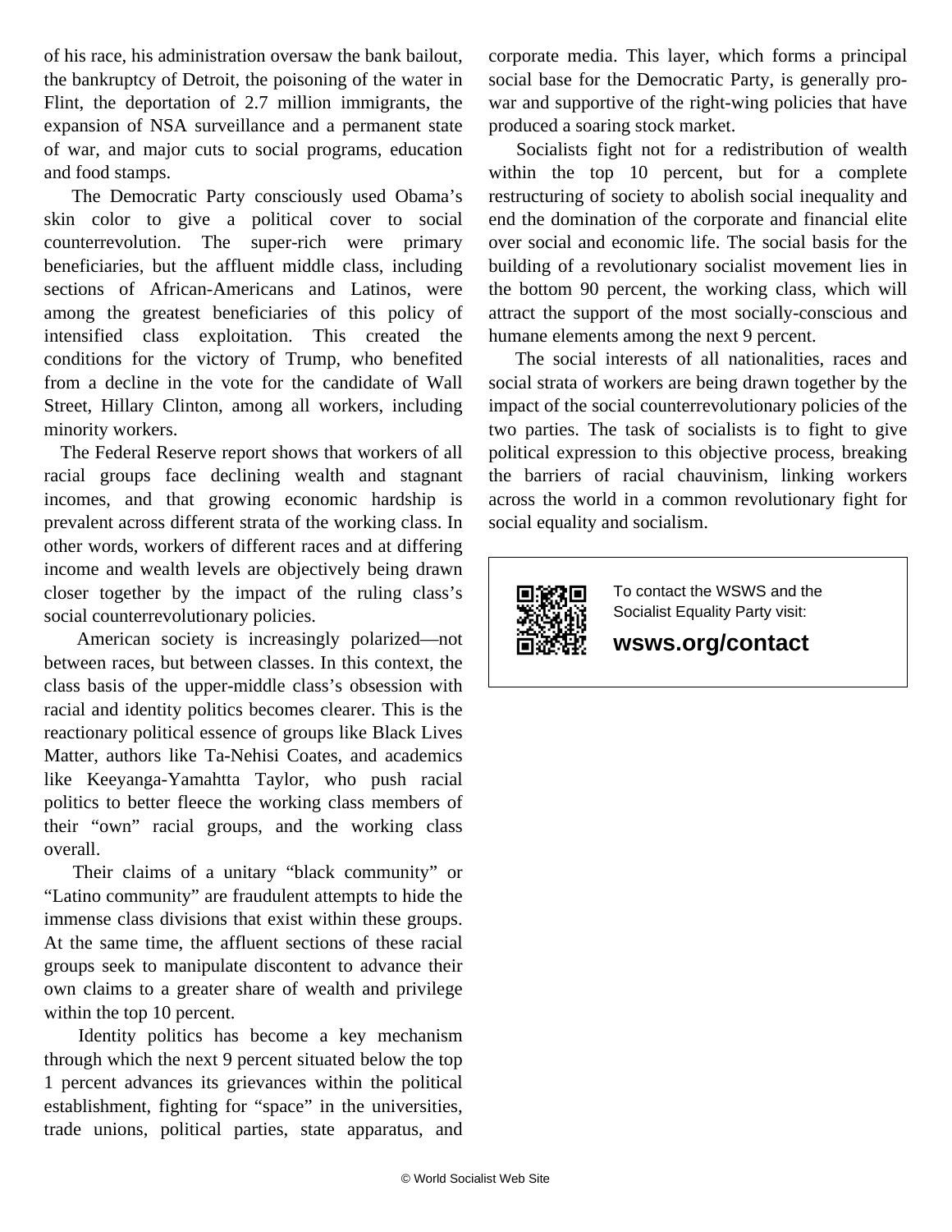of his race, his administration oversaw the bank bailout, the bankruptcy of Detroit, the poisoning of the water in Flint, the deportation of 2.7 million immigrants, the expansion of NSA surveillance and a permanent state of war, and major cuts to social programs, education and food stamps.

The Democratic Party consciously used Obama's skin color to give a political cover to social counterrevolution. The super-rich were primary beneficiaries, but the affluent middle class, including sections of African-Americans and Latinos, were among the greatest beneficiaries of this policy of intensified class exploitation. This created the conditions for the victory of Trump, who benefited from a decline in the vote for the candidate of Wall Street, Hillary Clinton, among all workers, including minority workers.

The Federal Reserve report shows that workers of all racial groups face declining wealth and stagnant incomes, and that growing economic hardship is prevalent across different strata of the working class. In other words, workers of different races and at differing income and wealth levels are objectively being drawn closer together by the impact of the ruling class's social counterrevolutionary policies.

American society is increasingly polarized—not between races, but between classes. In this context, the class basis of the upper-middle class's obsession with racial and identity politics becomes clearer. This is the reactionary political essence of groups like Black Lives Matter, authors like Ta-Nehisi Coates, and academics like Keeyanga-Yamahtta Taylor, who push racial politics to better fleece the working class members of their "own" racial groups, and the working class overall.

Their claims of a unitary "black community" or "Latino community" are fraudulent attempts to hide the immense class divisions that exist within these groups. At the same time, the affluent sections of these racial groups seek to manipulate discontent to advance their own claims to a greater share of wealth and privilege within the top 10 percent.

Identity politics has become a key mechanism through which the next 9 percent situated below the top 1 percent advances its grievances within the political establishment, fighting for "space" in the universities, trade unions, political parties, state apparatus, and corporate media. This layer, which forms a principal social base for the Democratic Party, is generally pro-war and supportive of the right-wing policies that have produced a soaring stock market.

Socialists fight not for a redistribution of wealth within the top 10 percent, but for a complete restructuring of society to abolish social inequality and end the domination of the corporate and financial elite over social and economic life. The social basis for the building of a revolutionary socialist movement lies in the bottom 90 percent, the working class, which will attract the support of the most socially-conscious and humane elements among the next 9 percent.

The social interests of all nationalities, races and social strata of workers are being drawn together by the impact of the social counterrevolutionary policies of the two parties. The task of socialists is to fight to give political expression to this objective process, breaking the barriers of racial chauvinism, linking workers across the world in a common revolutionary fight for social equality and socialism.

To contact the WSWS and the Socialist Equality Party visit:

**wsws.org/contact**